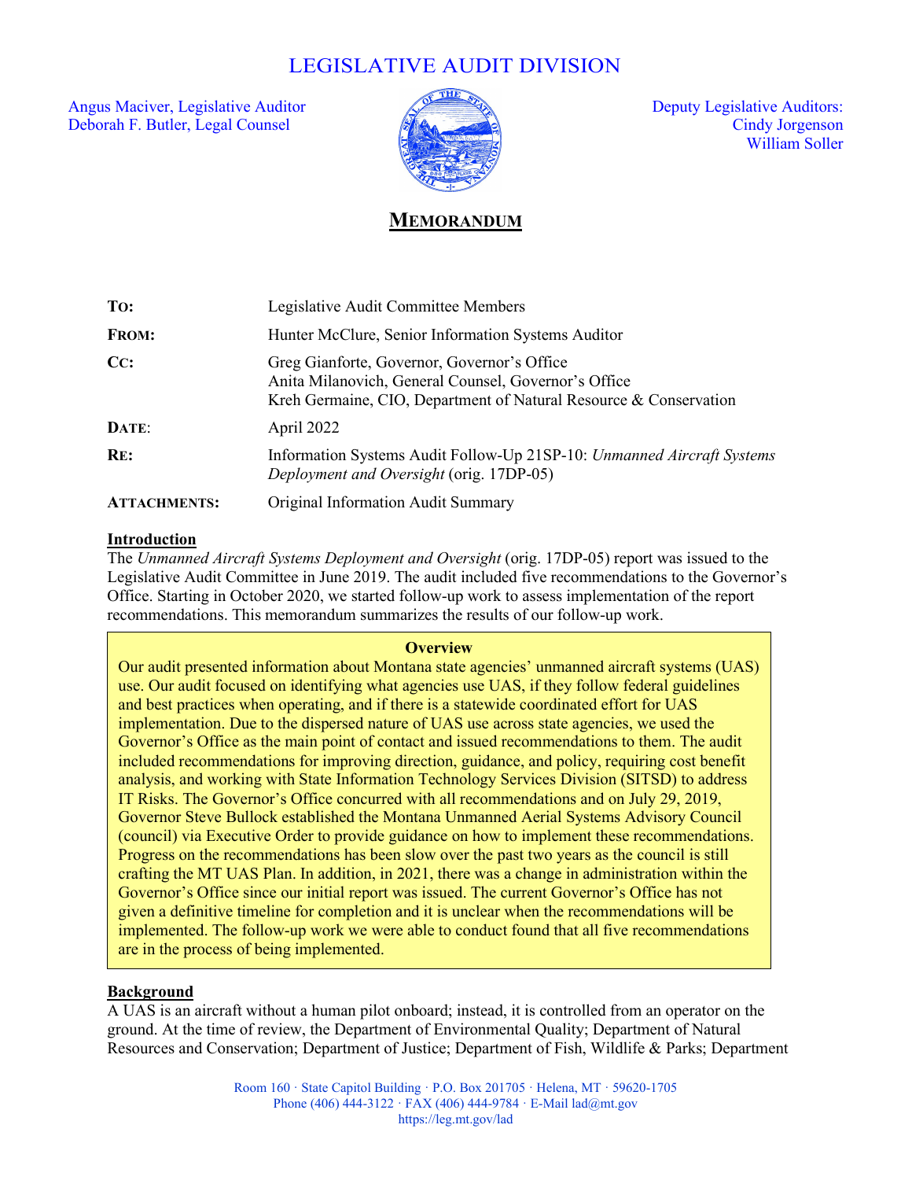# LEGISLATIVE AUDIT DIVISION

Angus Maciver, Legislative Auditor
Deborah F. Butler, Legal Counsel

Deputy Legislative Auditors:
Cindy Jorgenson
William Soller

## MEMORANDUM

| | |
|---|---|
| **TO:** | Legislative Audit Committee Members |
| **FROM:** | Hunter McClure, Senior Information Systems Auditor |
| **CC:** | Greg Gianforte, Governor, Governor's Office<br>Anita Milanovich, General Counsel, Governor's Office<br>Kreh Germaine, CIO, Department of Natural Resource & Conservation |
| **DATE:** | April 2022 |
| **RE:** | Information Systems Audit Follow-Up 21SP-10: *Unmanned Aircraft Systems Deployment and Oversight* (orig. 17DP-05) |
| **ATTACHMENTS:** | Original Information Audit Summary |

**Introduction**

The *Unmanned Aircraft Systems Deployment and Oversight* (orig. 17DP-05) report was issued to the Legislative Audit Committee in June 2019. The audit included five recommendations to the Governor's Office. Starting in October 2020, we started follow-up work to assess implementation of the report recommendations. This memorandum summarizes the results of our follow-up work.

> **Overview**
>
> Our audit presented information about Montana state agencies' unmanned aircraft systems (UAS) use. Our audit focused on identifying what agencies use UAS, if they follow federal guidelines and best practices when operating, and if there is a statewide coordinated effort for UAS implementation. Due to the dispersed nature of UAS use across state agencies, we used the Governor's Office as the main point of contact and issued recommendations to them. The audit included recommendations for improving direction, guidance, and policy, requiring cost benefit analysis, and working with State Information Technology Services Division (SITSD) to address IT Risks. The Governor's Office concurred with all recommendations and on July 29, 2019, Governor Steve Bullock established the Montana Unmanned Aerial Systems Advisory Council (council) via Executive Order to provide guidance on how to implement these recommendations. Progress on the recommendations has been slow over the past two years as the council is still crafting the MT UAS Plan. In addition, in 2021, there was a change in administration within the Governor's Office since our initial report was issued. The current Governor's Office has not given a definitive timeline for completion and it is unclear when the recommendations will be implemented. The follow-up work we were able to conduct found that all five recommendations are in the process of being implemented.

**Background**

A UAS is an aircraft without a human pilot onboard; instead, it is controlled from an operator on the ground. At the time of review, the Department of Environmental Quality; Department of Natural Resources and Conservation; Department of Justice; Department of Fish, Wildlife & Parks; Department

Room 160 · State Capitol Building · P.O. Box 201705 · Helena, MT · 59620-1705
Phone (406) 444-3122 · FAX (406) 444-9784 · E-Mail lad@mt.gov
https://leg.mt.gov/lad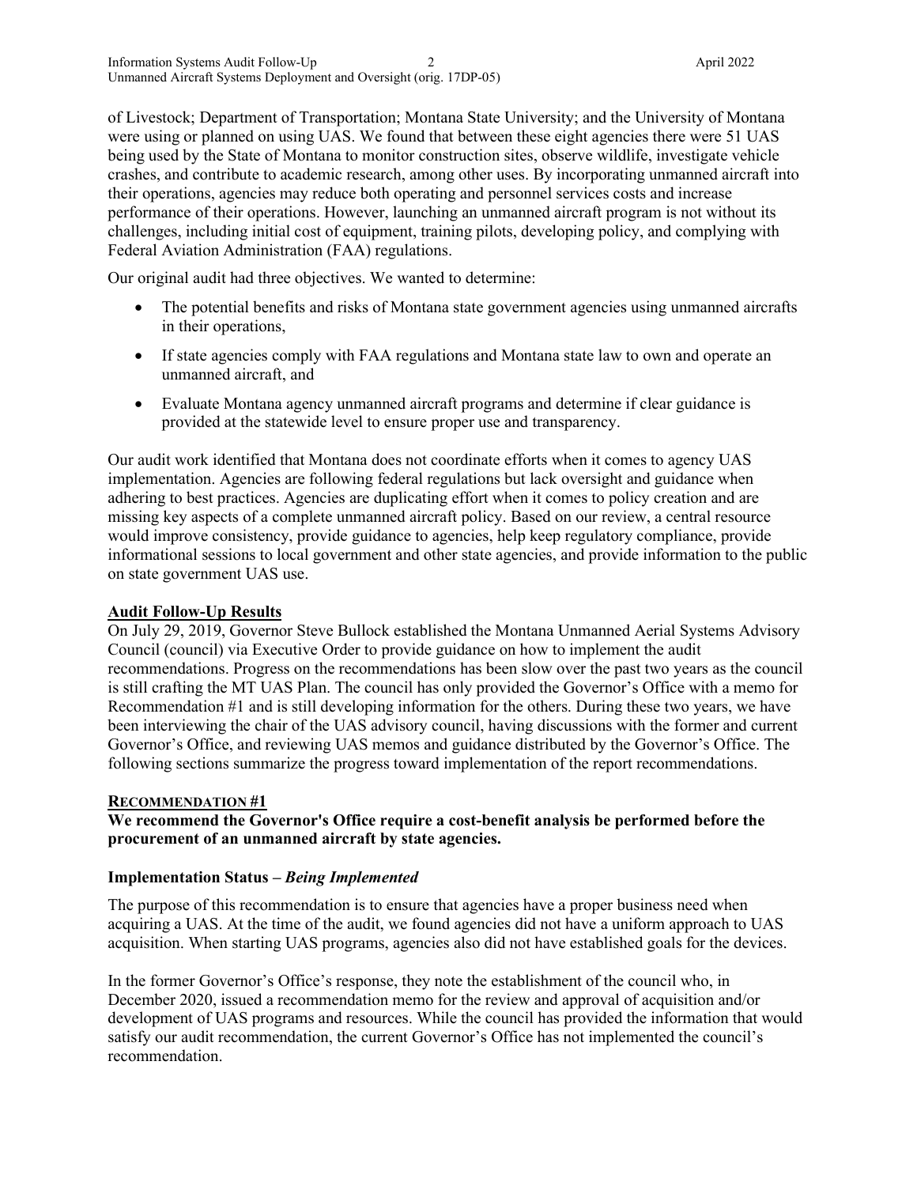of Livestock; Department of Transportation; Montana State University; and the University of Montana were using or planned on using UAS. We found that between these eight agencies there were 51 UAS being used by the State of Montana to monitor construction sites, observe wildlife, investigate vehicle crashes, and contribute to academic research, among other uses. By incorporating unmanned aircraft into their operations, agencies may reduce both operating and personnel services costs and increase performance of their operations. However, launching an unmanned aircraft program is not without its challenges, including initial cost of equipment, training pilots, developing policy, and complying with Federal Aviation Administration (FAA) regulations.

Our original audit had three objectives. We wanted to determine:

- The potential benefits and risks of Montana state government agencies using unmanned aircrafts in their operations,
- If state agencies comply with FAA regulations and Montana state law to own and operate an unmanned aircraft, and
- Evaluate Montana agency unmanned aircraft programs and determine if clear guidance is provided at the statewide level to ensure proper use and transparency.

Our audit work identified that Montana does not coordinate efforts when it comes to agency UAS implementation. Agencies are following federal regulations but lack oversight and guidance when adhering to best practices. Agencies are duplicating effort when it comes to policy creation and are missing key aspects of a complete unmanned aircraft policy. Based on our review, a central resource would improve consistency, provide guidance to agencies, help keep regulatory compliance, provide informational sessions to local government and other state agencies, and provide information to the public on state government UAS use.

## Audit Follow-Up Results

On July 29, 2019, Governor Steve Bullock established the Montana Unmanned Aerial Systems Advisory Council (council) via Executive Order to provide guidance on how to implement the audit recommendations. Progress on the recommendations has been slow over the past two years as the council is still crafting the MT UAS Plan. The council has only provided the Governor's Office with a memo for Recommendation #1 and is still developing information for the others. During these two years, we have been interviewing the chair of the UAS advisory council, having discussions with the former and current Governor's Office, and reviewing UAS memos and guidance distributed by the Governor's Office. The following sections summarize the progress toward implementation of the report recommendations.

### RECOMMENDATION #1

**We recommend the Governor's Office require a cost-benefit analysis be performed before the procurement of an unmanned aircraft by state agencies.**

#### Implementation Status – *Being Implemented*

The purpose of this recommendation is to ensure that agencies have a proper business need when acquiring a UAS. At the time of the audit, we found agencies did not have a uniform approach to UAS acquisition. When starting UAS programs, agencies also did not have established goals for the devices.

In the former Governor's Office's response, they note the establishment of the council who, in December 2020, issued a recommendation memo for the review and approval of acquisition and/or development of UAS programs and resources. While the council has provided the information that would satisfy our audit recommendation, the current Governor's Office has not implemented the council's recommendation.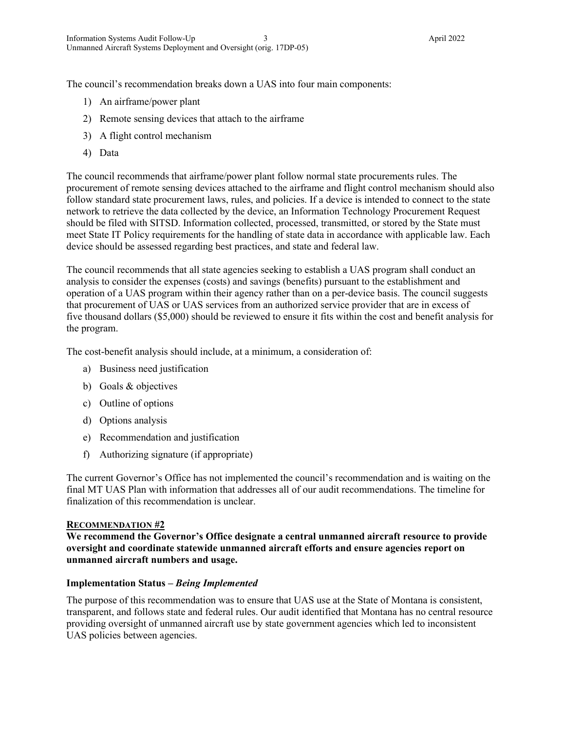The council's recommendation breaks down a UAS into four main components:

1) An airframe/power plant
2) Remote sensing devices that attach to the airframe
3) A flight control mechanism
4) Data

The council recommends that airframe/power plant follow normal state procurements rules. The procurement of remote sensing devices attached to the airframe and flight control mechanism should also follow standard state procurement laws, rules, and policies. If a device is intended to connect to the state network to retrieve the data collected by the device, an Information Technology Procurement Request should be filed with SITSD. Information collected, processed, transmitted, or stored by the State must meet State IT Policy requirements for the handling of state data in accordance with applicable law. Each device should be assessed regarding best practices, and state and federal law.

The council recommends that all state agencies seeking to establish a UAS program shall conduct an analysis to consider the expenses (costs) and savings (benefits) pursuant to the establishment and operation of a UAS program within their agency rather than on a per-device basis. The council suggests that procurement of UAS or UAS services from an authorized service provider that are in excess of five thousand dollars ($5,000) should be reviewed to ensure it fits within the cost and benefit analysis for the program.

The cost-benefit analysis should include, at a minimum, a consideration of:

a) Business need justification
b) Goals & objectives
c) Outline of options
d) Options analysis
e) Recommendation and justification
f) Authorizing signature (if appropriate)

The current Governor's Office has not implemented the council's recommendation and is waiting on the final MT UAS Plan with information that addresses all of our audit recommendations. The timeline for finalization of this recommendation is unclear.

### RECOMMENDATION #2

**We recommend the Governor's Office designate a central unmanned aircraft resource to provide oversight and coordinate statewide unmanned aircraft efforts and ensure agencies report on unmanned aircraft numbers and usage.**

#### Implementation Status – *Being Implemented*

The purpose of this recommendation was to ensure that UAS use at the State of Montana is consistent, transparent, and follows state and federal rules. Our audit identified that Montana has no central resource providing oversight of unmanned aircraft use by state government agencies which led to inconsistent UAS policies between agencies.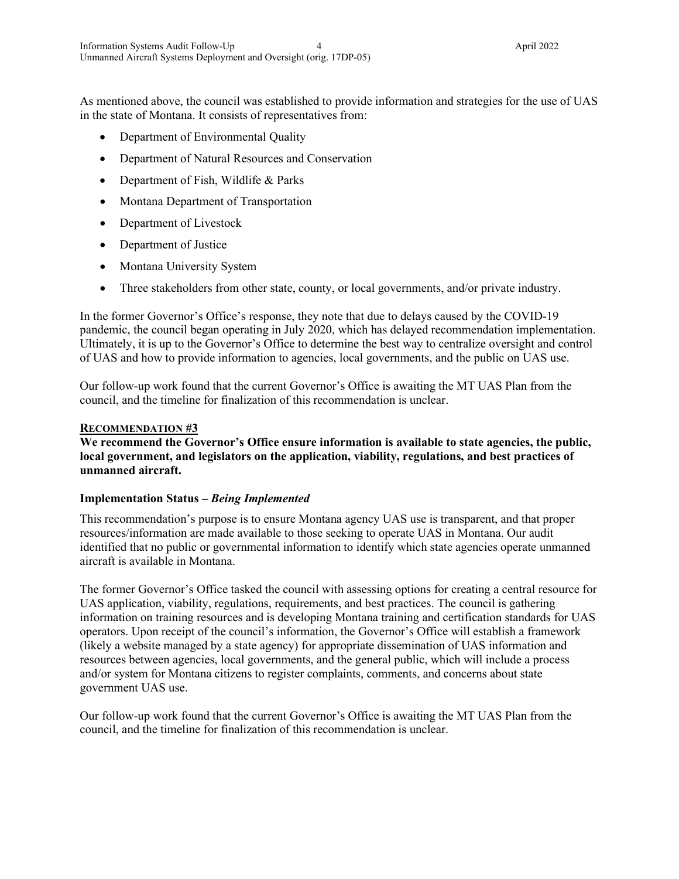As mentioned above, the council was established to provide information and strategies for the use of UAS in the state of Montana. It consists of representatives from:

- Department of Environmental Quality
- Department of Natural Resources and Conservation
- Department of Fish, Wildlife & Parks
- Montana Department of Transportation
- Department of Livestock
- Department of Justice
- Montana University System
- Three stakeholders from other state, county, or local governments, and/or private industry.

In the former Governor's Office's response, they note that due to delays caused by the COVID-19 pandemic, the council began operating in July 2020, which has delayed recommendation implementation. Ultimately, it is up to the Governor's Office to determine the best way to centralize oversight and control of UAS and how to provide information to agencies, local governments, and the public on UAS use.

Our follow-up work found that the current Governor's Office is awaiting the MT UAS Plan from the council, and the timeline for finalization of this recommendation is unclear.

## RECOMMENDATION #3

**We recommend the Governor's Office ensure information is available to state agencies, the public, local government, and legislators on the application, viability, regulations, and best practices of unmanned aircraft.**

### Implementation Status – *Being Implemented*

This recommendation's purpose is to ensure Montana agency UAS use is transparent, and that proper resources/information are made available to those seeking to operate UAS in Montana. Our audit identified that no public or governmental information to identify which state agencies operate unmanned aircraft is available in Montana.

The former Governor's Office tasked the council with assessing options for creating a central resource for UAS application, viability, regulations, requirements, and best practices. The council is gathering information on training resources and is developing Montana training and certification standards for UAS operators. Upon receipt of the council's information, the Governor's Office will establish a framework (likely a website managed by a state agency) for appropriate dissemination of UAS information and resources between agencies, local governments, and the general public, which will include a process and/or system for Montana citizens to register complaints, comments, and concerns about state government UAS use.

Our follow-up work found that the current Governor's Office is awaiting the MT UAS Plan from the council, and the timeline for finalization of this recommendation is unclear.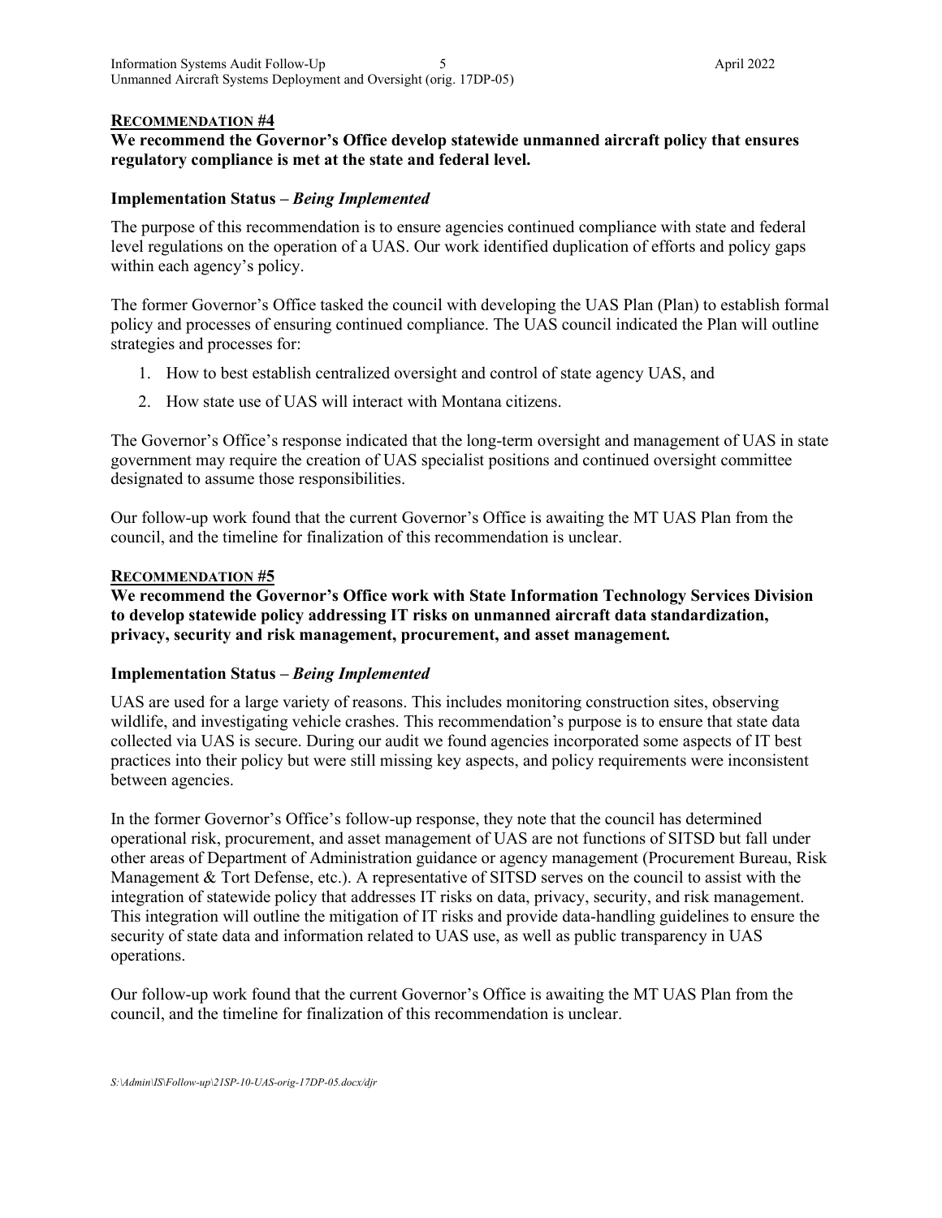**RECOMMENDATION #4**

**We recommend the Governor's Office develop statewide unmanned aircraft policy that ensures regulatory compliance is met at the state and federal level.**

**Implementation Status –** ***Being Implemented***

The purpose of this recommendation is to ensure agencies continued compliance with state and federal level regulations on the operation of a UAS. Our work identified duplication of efforts and policy gaps within each agency's policy.

The former Governor's Office tasked the council with developing the UAS Plan (Plan) to establish formal policy and processes of ensuring continued compliance. The UAS council indicated the Plan will outline strategies and processes for:

1. How to best establish centralized oversight and control of state agency UAS, and
2. How state use of UAS will interact with Montana citizens.

The Governor's Office's response indicated that the long-term oversight and management of UAS in state government may require the creation of UAS specialist positions and continued oversight committee designated to assume those responsibilities.

Our follow-up work found that the current Governor's Office is awaiting the MT UAS Plan from the council, and the timeline for finalization of this recommendation is unclear.

**RECOMMENDATION #5**

**We recommend the Governor's Office work with State Information Technology Services Division to develop statewide policy addressing IT risks on unmanned aircraft data standardization, privacy, security and risk management, procurement, and asset management.**

**Implementation Status –** ***Being Implemented***

UAS are used for a large variety of reasons. This includes monitoring construction sites, observing wildlife, and investigating vehicle crashes. This recommendation's purpose is to ensure that state data collected via UAS is secure. During our audit we found agencies incorporated some aspects of IT best practices into their policy but were still missing key aspects, and policy requirements were inconsistent between agencies.

In the former Governor's Office's follow-up response, they note that the council has determined operational risk, procurement, and asset management of UAS are not functions of SITSD but fall under other areas of Department of Administration guidance or agency management (Procurement Bureau, Risk Management & Tort Defense, etc.). A representative of SITSD serves on the council to assist with the integration of statewide policy that addresses IT risks on data, privacy, security, and risk management. This integration will outline the mitigation of IT risks and provide data-handling guidelines to ensure the security of state data and information related to UAS use, as well as public transparency in UAS operations.

Our follow-up work found that the current Governor's Office is awaiting the MT UAS Plan from the council, and the timeline for finalization of this recommendation is unclear.

*S:\Admin\IS\Follow-up\21SP-10-UAS-orig-17DP-05.docx/djr*